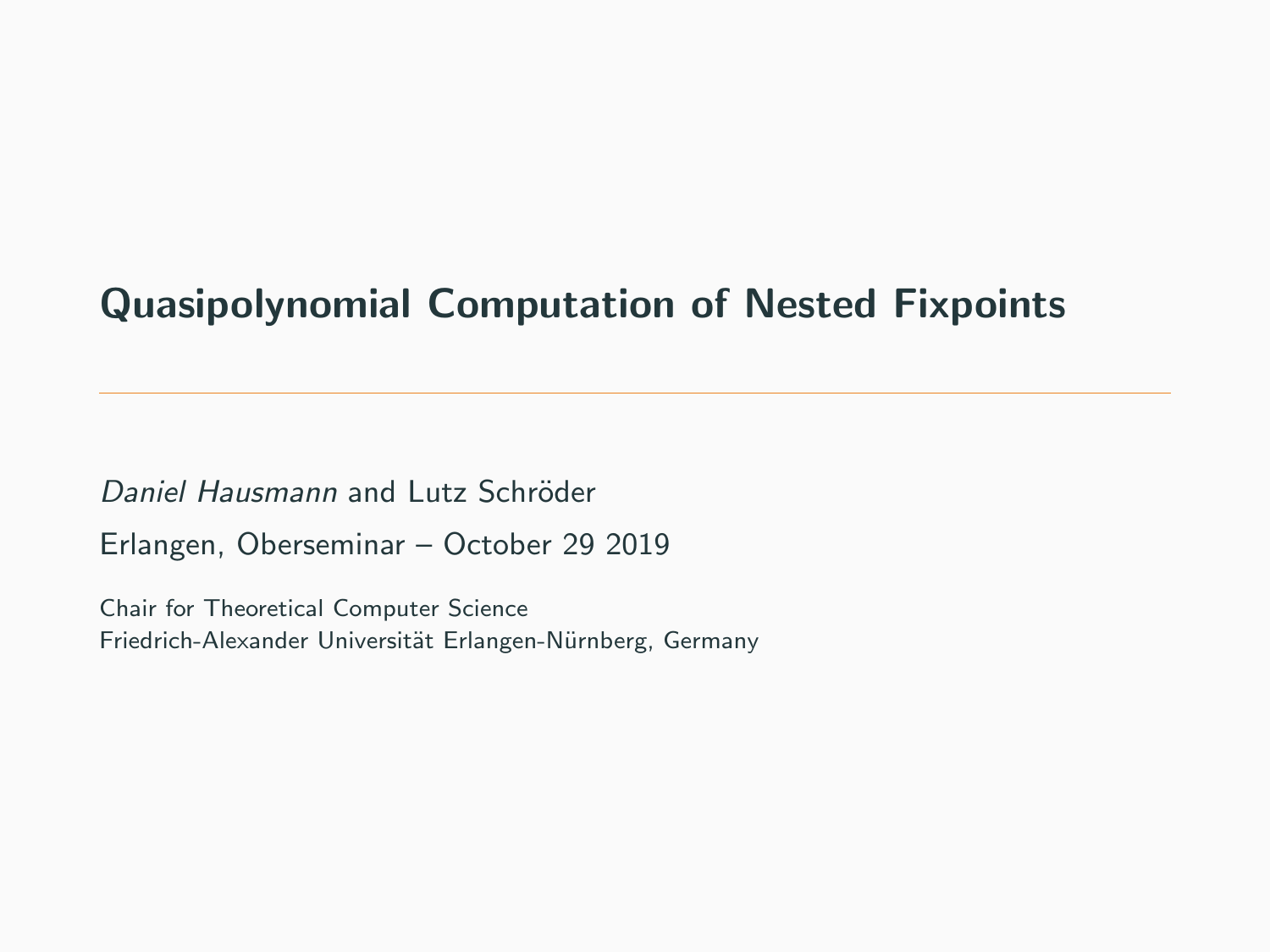# Quasipolynomial Computation of Nested Fixpoints

*Daniel Hausmann* and Lutz Schröder

Erlangen, Oberseminar – October 29 2019

Chair for Theoretical Computer Science
Friedrich-Alexander Universität Erlangen-Nürnberg, Germany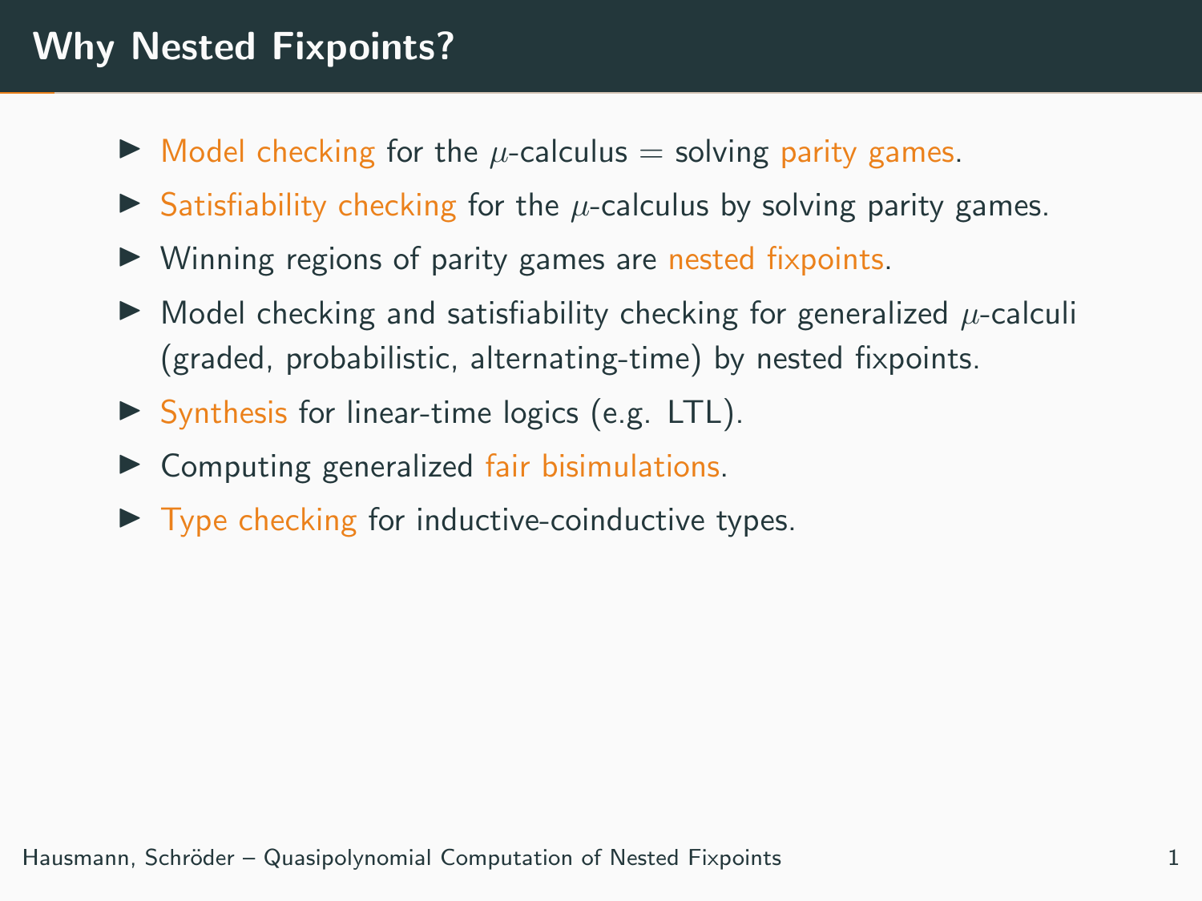# Why Nested Fixpoints?

- Model checking for the $\mu$-calculus = solving parity games.
- Satisfiability checking for the $\mu$-calculus by solving parity games.
- Winning regions of parity games are nested fixpoints.
- Model checking and satisfiability checking for generalized $\mu$-calculi (graded, probabilistic, alternating-time) by nested fixpoints.
- Synthesis for linear-time logics (e.g. LTL).
- Computing generalized fair bisimulations.
- Type checking for inductive-coinductive types.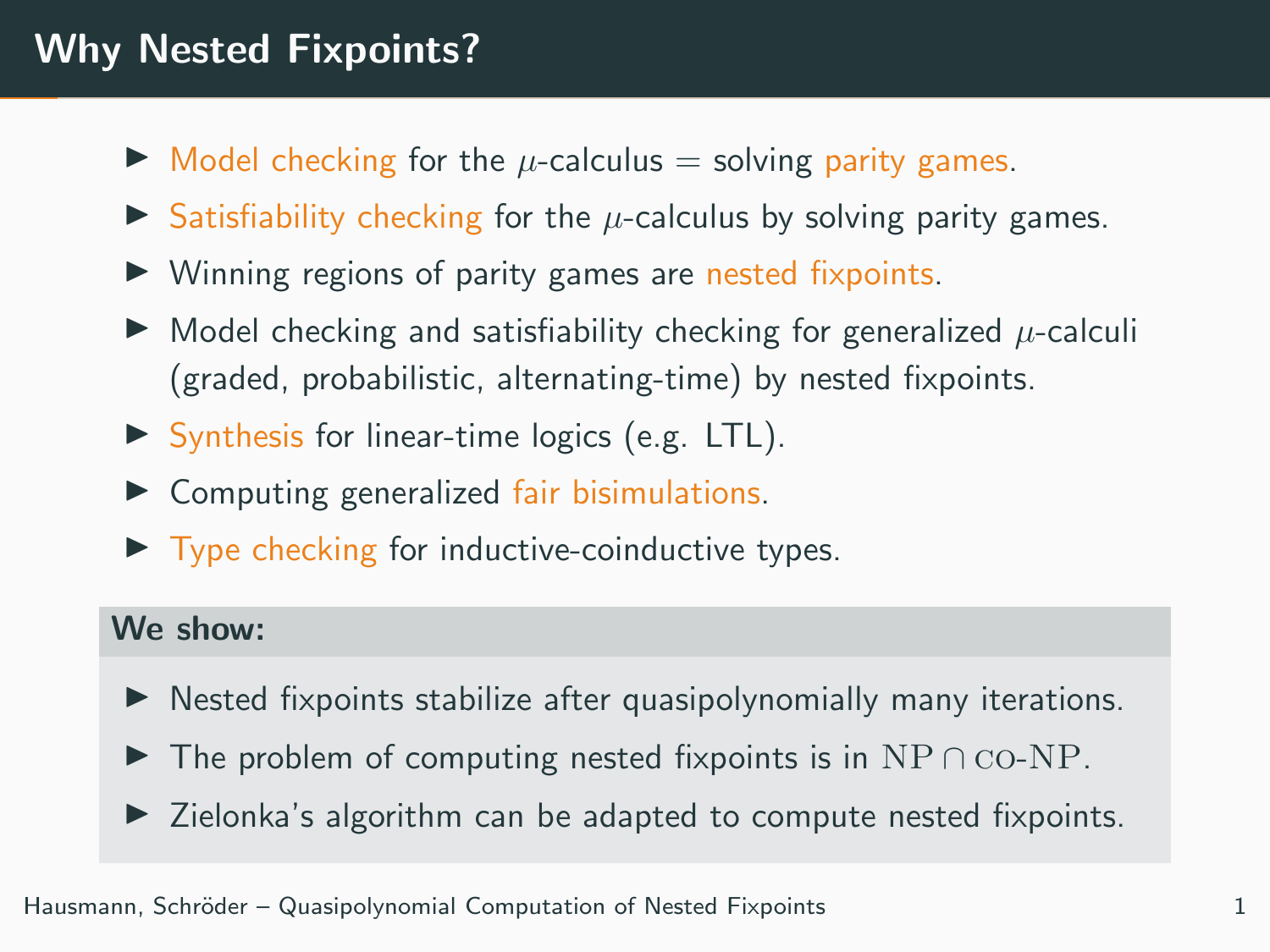# Why Nested Fixpoints?

- Model checking for the $\mu$-calculus = solving parity games.
- Satisfiability checking for the $\mu$-calculus by solving parity games.
- Winning regions of parity games are nested fixpoints.
- Model checking and satisfiability checking for generalized $\mu$-calculi (graded, probabilistic, alternating-time) by nested fixpoints.
- Synthesis for linear-time logics (e.g. LTL).
- Computing generalized fair bisimulations.
- Type checking for inductive-coinductive types.

**We show:**

- Nested fixpoints stabilize after quasipolynomially many iterations.
- The problem of computing nested fixpoints is in $\mathrm{NP} \cap \mathrm{CO}\text{-}\mathrm{NP}$.
- Zielonka's algorithm can be adapted to compute nested fixpoints.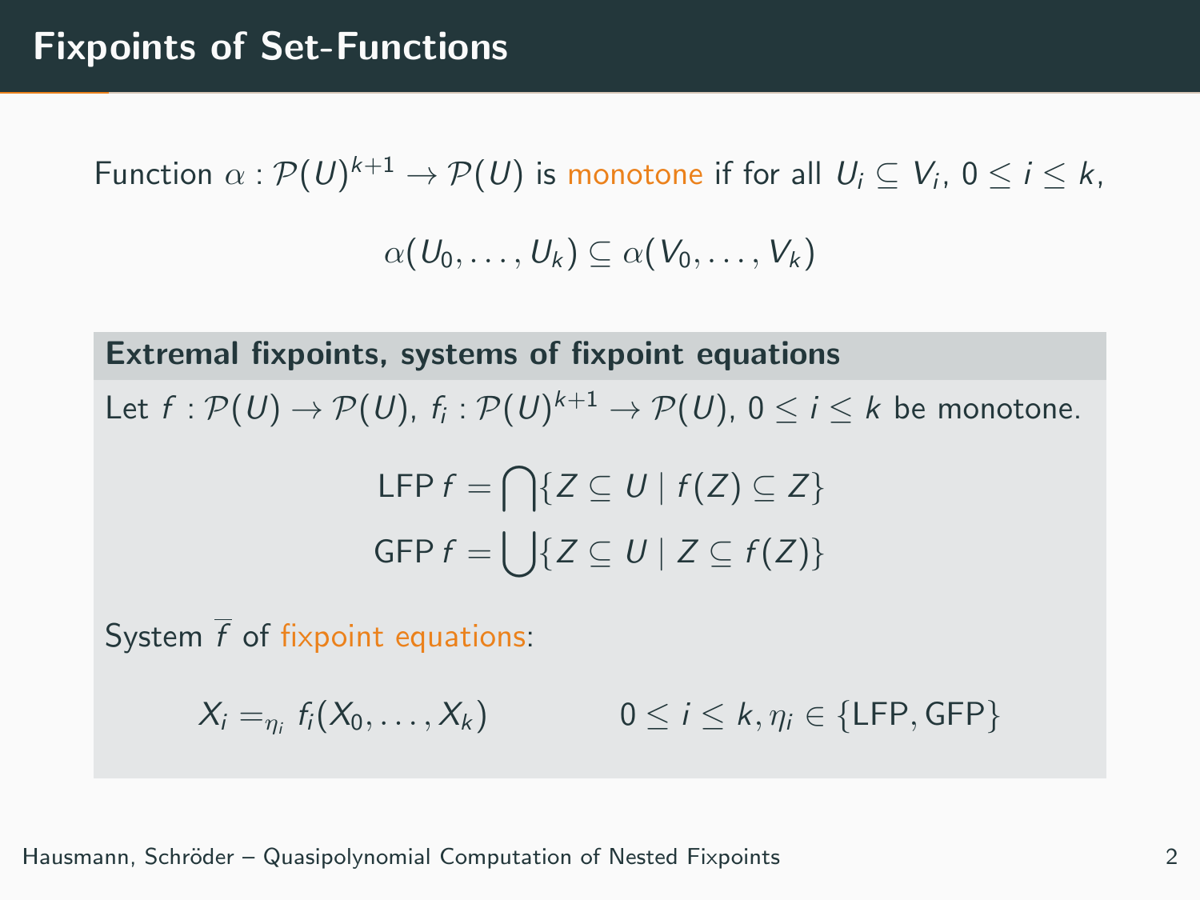# Fixpoints of Set-Functions

Function $\alpha : \mathcal{P}(U)^{k+1} \to \mathcal{P}(U)$ is monotone if for all $U_i \subseteq V_i$, $0 \leq i \leq k$,

$$\alpha(U_0, \ldots, U_k) \subseteq \alpha(V_0, \ldots, V_k)$$

**Extremal fixpoints, systems of fixpoint equations**

Let $f : \mathcal{P}(U) \to \mathcal{P}(U)$, $f_i : \mathcal{P}(U)^{k+1} \to \mathcal{P}(U)$, $0 \leq i \leq k$ be monotone.

$$\mathsf{LFP}\, f = \bigcap \{Z \subseteq U \mid f(Z) \subseteq Z\}$$

$$\mathsf{GFP}\, f = \bigcup \{Z \subseteq U \mid Z \subseteq f(Z)\}$$

System $\overline{f}$ of fixpoint equations:

$$X_i =_{\eta_i} f_i(X_0, \ldots, X_k) \qquad 0 \leq i \leq k, \eta_i \in \{\mathsf{LFP}, \mathsf{GFP}\}$$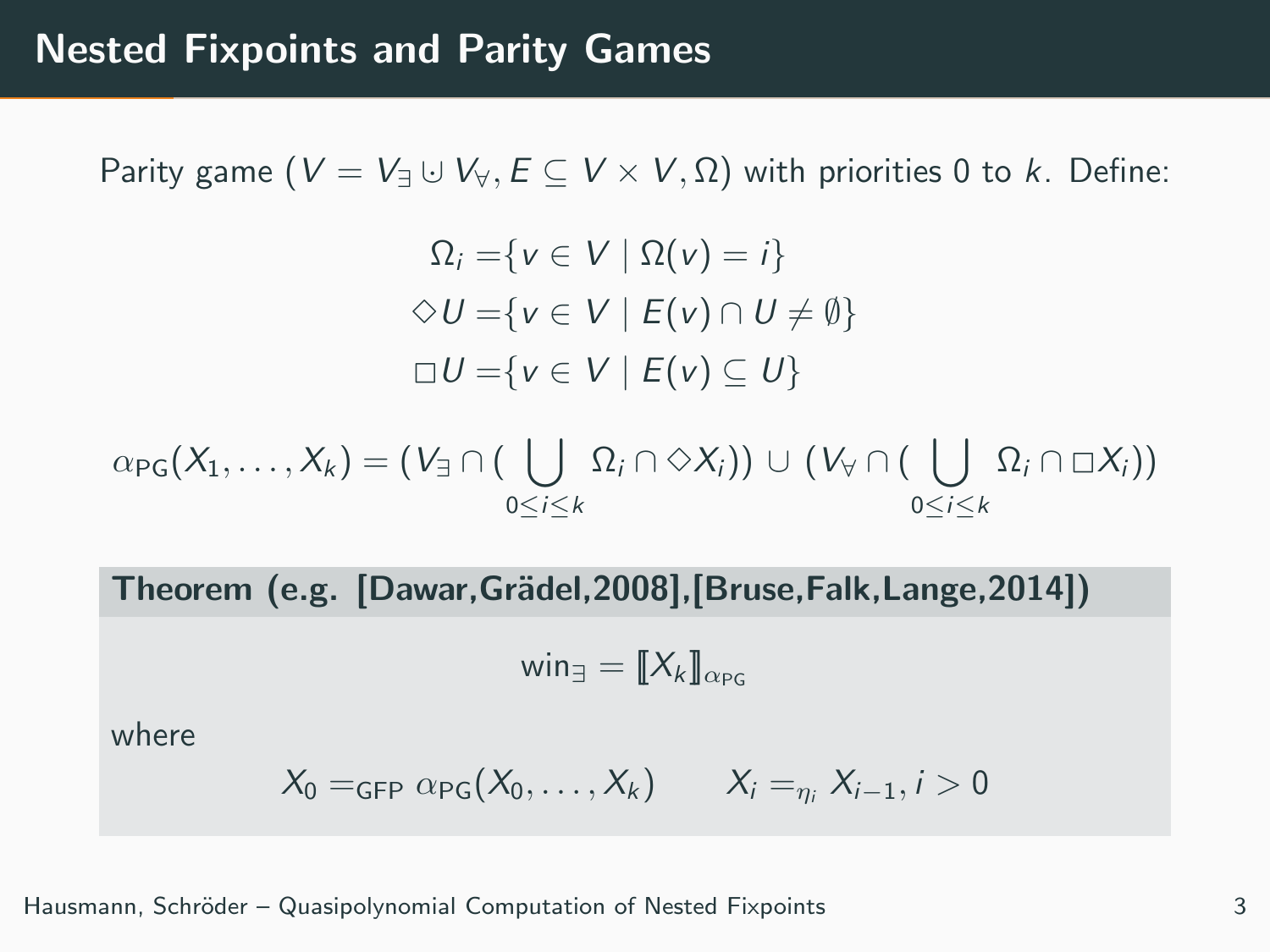# Nested Fixpoints and Parity Games

Parity game $(V = V_\exists \mathbin{\dot\cup} V_\forall, E \subseteq V \times V, \Omega)$ with priorities 0 to $k$. Define:

$$
\begin{aligned}
\Omega_i =& \{v \in V \mid \Omega(v) = i\} \\
\Diamond U =& \{v \in V \mid E(v) \cap U \neq \emptyset\} \\
\Box U =& \{v \in V \mid E(v) \subseteq U\}
\end{aligned}
$$

$$
\alpha_{\mathsf{PG}}(X_1, \ldots, X_k) = (V_\exists \cap (\bigcup_{0 \le i \le k} \Omega_i \cap \Diamond X_i)) \cup (V_\forall \cap (\bigcup_{0 \le i \le k} \Omega_i \cap \Box X_i))
$$

**Theorem (e.g. [Dawar,Grädel,2008],[Bruse,Falk,Lange,2014])**

$$
\mathsf{win}_\exists = [\![X_k]\!]_{\alpha_{\mathsf{PG}}}
$$

where

$$
X_0 =_{\mathsf{GFP}} \alpha_{\mathsf{PG}}(X_0, \ldots, X_k) \qquad X_i =_{\eta_i} X_{i-1}, i > 0
$$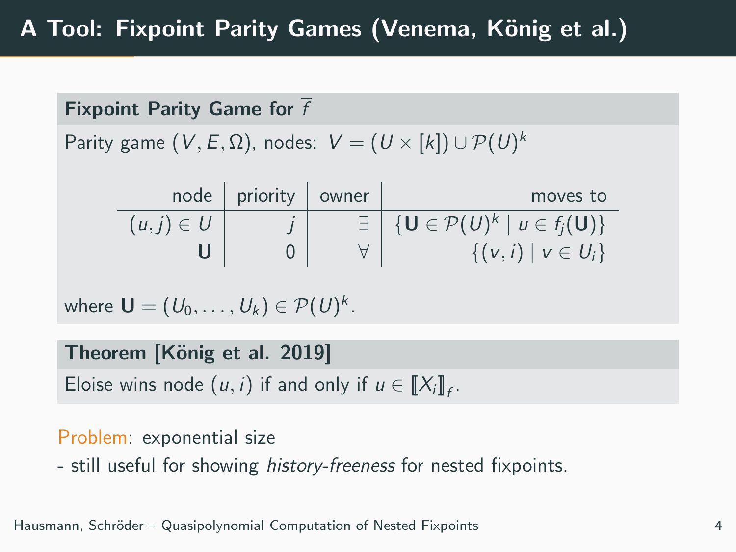# A Tool: Fixpoint Parity Games (Venema, König et al.)

### Fixpoint Parity Game for $\overline{f}$

Parity game $(V, E, \Omega)$, nodes: $V = (U \times [k]) \cup \mathcal{P}(U)^k$

| node | priority | owner | moves to |
|---|---|---|---|
| $(u,j) \in U$ | $j$ | $\exists$ | $\{\mathbf{U} \in \mathcal{P}(U)^k \mid u \in f_j(\mathbf{U})\}$ |
| $\mathbf{U}$ | $0$ | $\forall$ | $\{(v,i) \mid v \in U_i\}$ |

where $\mathbf{U} = (U_0, \ldots, U_k) \in \mathcal{P}(U)^k$.

### Theorem [König et al. 2019]

Eloise wins node $(u, i)$ if and only if $u \in [\![X_i]\!]_{\overline{f}}$.

Problem: exponential size

- still useful for showing *history-freeness* for nested fixpoints.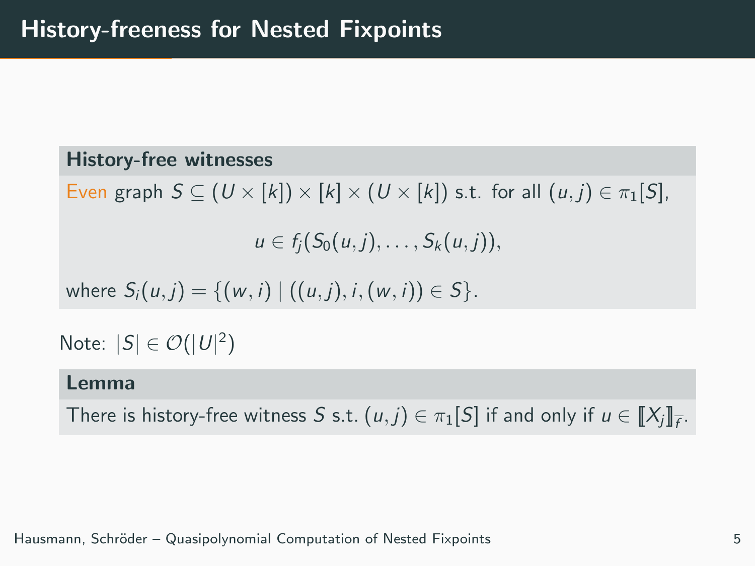# History-freeness for Nested Fixpoints

**History-free witnesses**

Even graph $S \subseteq (U \times [k]) \times [k] \times (U \times [k])$ s.t. for all $(u, j) \in \pi_1[S]$,

$$u \in f_j(S_0(u, j), \dots, S_k(u, j)),$$

where $S_i(u, j) = \{(w, i) \mid ((u, j), i, (w, i)) \in S\}$.

Note: $|S| \in \mathcal{O}(|U|^2)$

**Lemma**

There is history-free witness $S$ s.t. $(u, j) \in \pi_1[S]$ if and only if $u \in [\![X_j]\!]_{\overline{f}}$.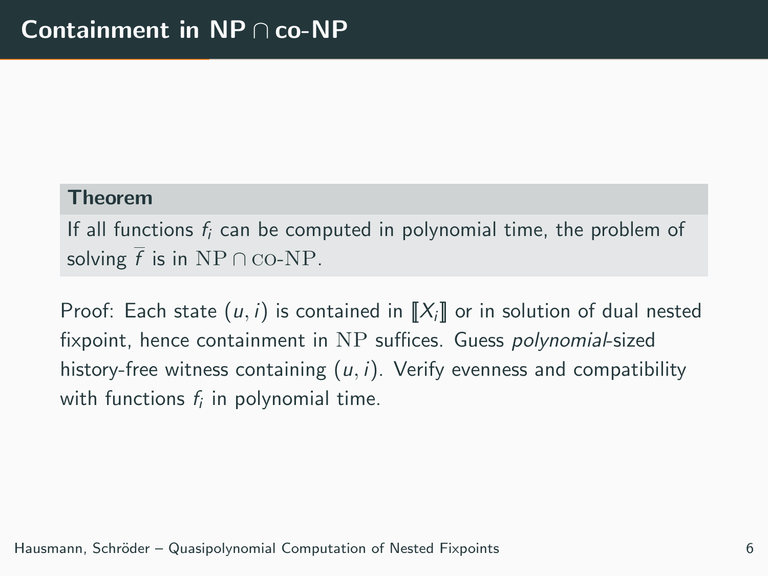# Containment in NP $\cap$ co-NP

**Theorem**

If all functions $f_i$ can be computed in polynomial time, the problem of solving $\overline{f}$ is in $\mathrm{NP} \cap \mathrm{CO\text{-}NP}$.

Proof: Each state $(u, i)$ is contained in $[\![X_i]\!]$ or in solution of dual nested fixpoint, hence containment in $\mathrm{NP}$ suffices. Guess *polynomial*-sized history-free witness containing $(u, i)$. Verify evenness and compatibility with functions $f_i$ in polynomial time.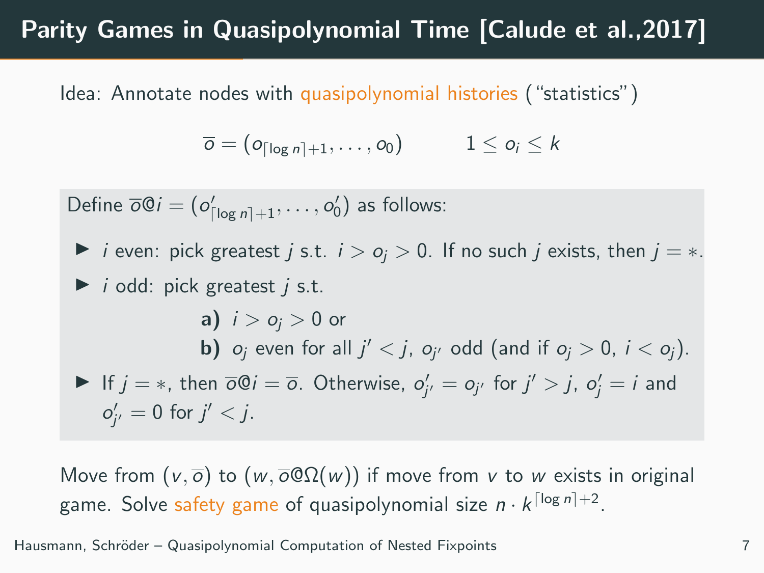# Parity Games in Quasipolynomial Time [Calude et al.,2017]

Idea: Annotate nodes with quasipolynomial histories (“statistics”)

$$\overline{o} = (o_{\lceil \log n \rceil + 1}, \dots, o_0) \qquad 1 \leq o_i \leq k$$

Define $\overline{o}@i = (o'_{\lceil \log n \rceil + 1}, \dots, o'_0)$ as follows:

- $i$ even: pick greatest $j$ s.t. $i > o_j > 0$. If no such $j$ exists, then $j = *$.
- $i$ odd: pick greatest $j$ s.t.
  - **a)** $i > o_j > 0$ or
  - **b)** $o_j$ even for all $j' < j$, $o_{j'}$ odd (and if $o_j > 0$, $i < o_j$).
- If $j = *$, then $\overline{o}@i = \overline{o}$. Otherwise, $o'_{j'} = o_{j'}$ for $j' > j$, $o'_j = i$ and $o'_{j'} = 0$ for $j' < j$.

Move from $(v, \overline{o})$ to $(w, \overline{o}@\Omega(w))$ if move from $v$ to $w$ exists in original game. Solve safety game of quasipolynomial size $n \cdot k^{\lceil \log n \rceil + 2}$.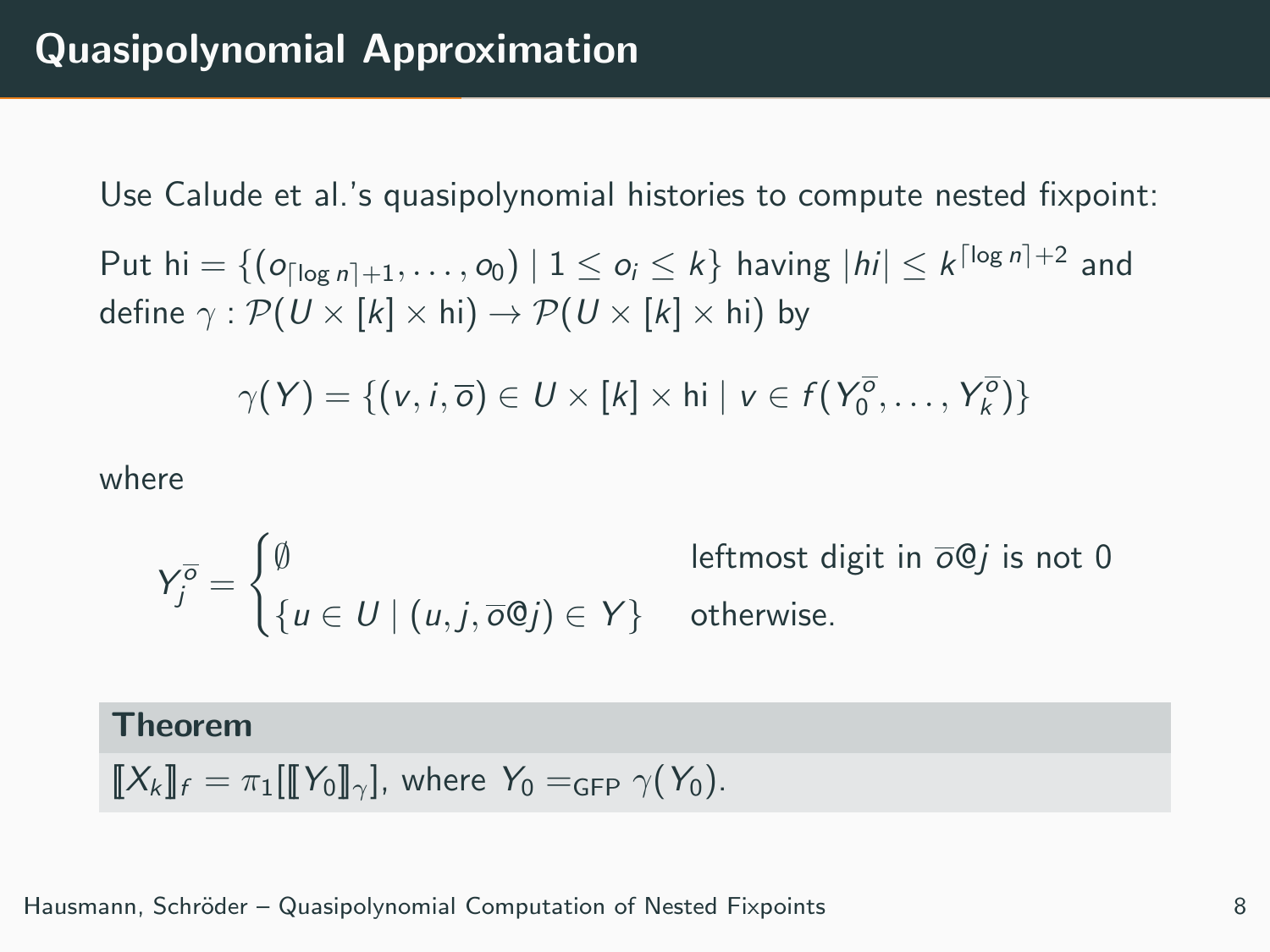# Quasipolynomial Approximation

Use Calude et al.'s quasipolynomial histories to compute nested fixpoint:

Put $\mathsf{hi} = \{(o_{\lceil \log n \rceil + 1}, \dots, o_0) \mid 1 \leq o_i \leq k\}$ having $|hi| \leq k^{\lceil \log n \rceil + 2}$ and define $\gamma : \mathcal{P}(U \times [k] \times \mathsf{hi}) \to \mathcal{P}(U \times [k] \times \mathsf{hi})$ by

$$\gamma(Y) = \{(v, i, \overline{o}) \in U \times [k] \times \mathsf{hi} \mid v \in f(Y_0^{\overline{o}}, \dots, Y_k^{\overline{o}})\}$$

where

$$Y_j^{\overline{o}} = \begin{cases} \emptyset & \text{leftmost digit in } \overline{o}@j \text{ is not } 0 \\ \{u \in U \mid (u, j, \overline{o}@j) \in Y\} & \text{otherwise.} \end{cases}$$

**Theorem**

$[\![X_k]\!]_f = \pi_1[[\![Y_0]\!]_\gamma]$, where $Y_0 =_{\mathsf{GFP}} \gamma(Y_0)$.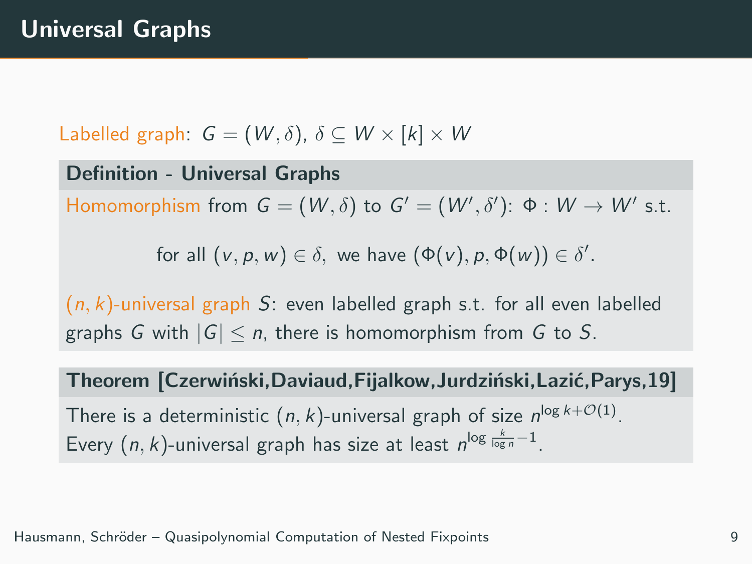# Universal Graphs

Labelled graph: $G = (W, \delta)$, $\delta \subseteq W \times [k] \times W$

**Definition - Universal Graphs**

Homomorphism from $G = (W, \delta)$ to $G' = (W', \delta')$: $\Phi : W \to W'$ s.t.

$$\text{for all } (v, p, w) \in \delta, \text{ we have } (\Phi(v), p, \Phi(w)) \in \delta'.$$

$(n, k)$-universal graph $S$: even labelled graph s.t. for all even labelled graphs $G$ with $|G| \leq n$, there is homomorphism from $G$ to $S$.

**Theorem [Czerwiński,Daviaud,Fijalkow,Jurdziński,Lazić,Parys,19]**

There is a deterministic $(n, k)$-universal graph of size $n^{\log k + \mathcal{O}(1)}$.
Every $(n, k)$-universal graph has size at least $n^{\log \frac{k}{\log n} - 1}$.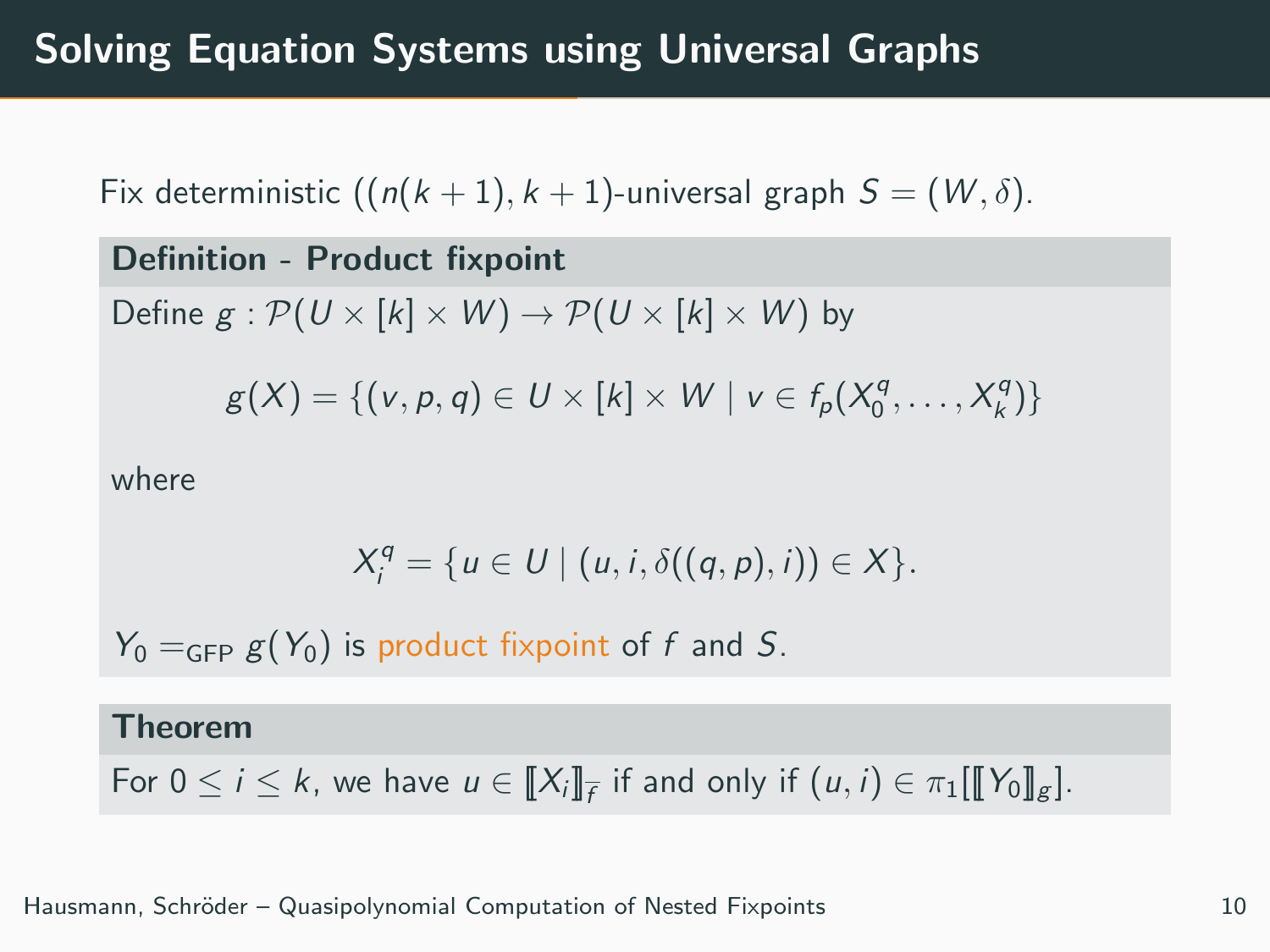# Solving Equation Systems using Universal Graphs

Fix deterministic $((n(k+1), k+1)$-universal graph $S = (W, \delta)$.

### Definition - Product fixpoint

Define $g : \mathcal{P}(U \times [k] \times W) \to \mathcal{P}(U \times [k] \times W)$ by

$$g(X) = \{(v, p, q) \in U \times [k] \times W \mid v \in f_p(X_0^q, \ldots, X_k^q)\}$$

where

$$X_i^q = \{u \in U \mid (u, i, \delta((q, p), i)) \in X\}.$$

$Y_0 =_{\mathsf{GFP}} g(Y_0)$ is product fixpoint of $f$ and $S$.

### Theorem

For $0 \leq i \leq k$, we have $u \in [\![X_i]\!]_{\overline{f}}$ if and only if $(u, i) \in \pi_1[[\![Y_0]\!]_g]$.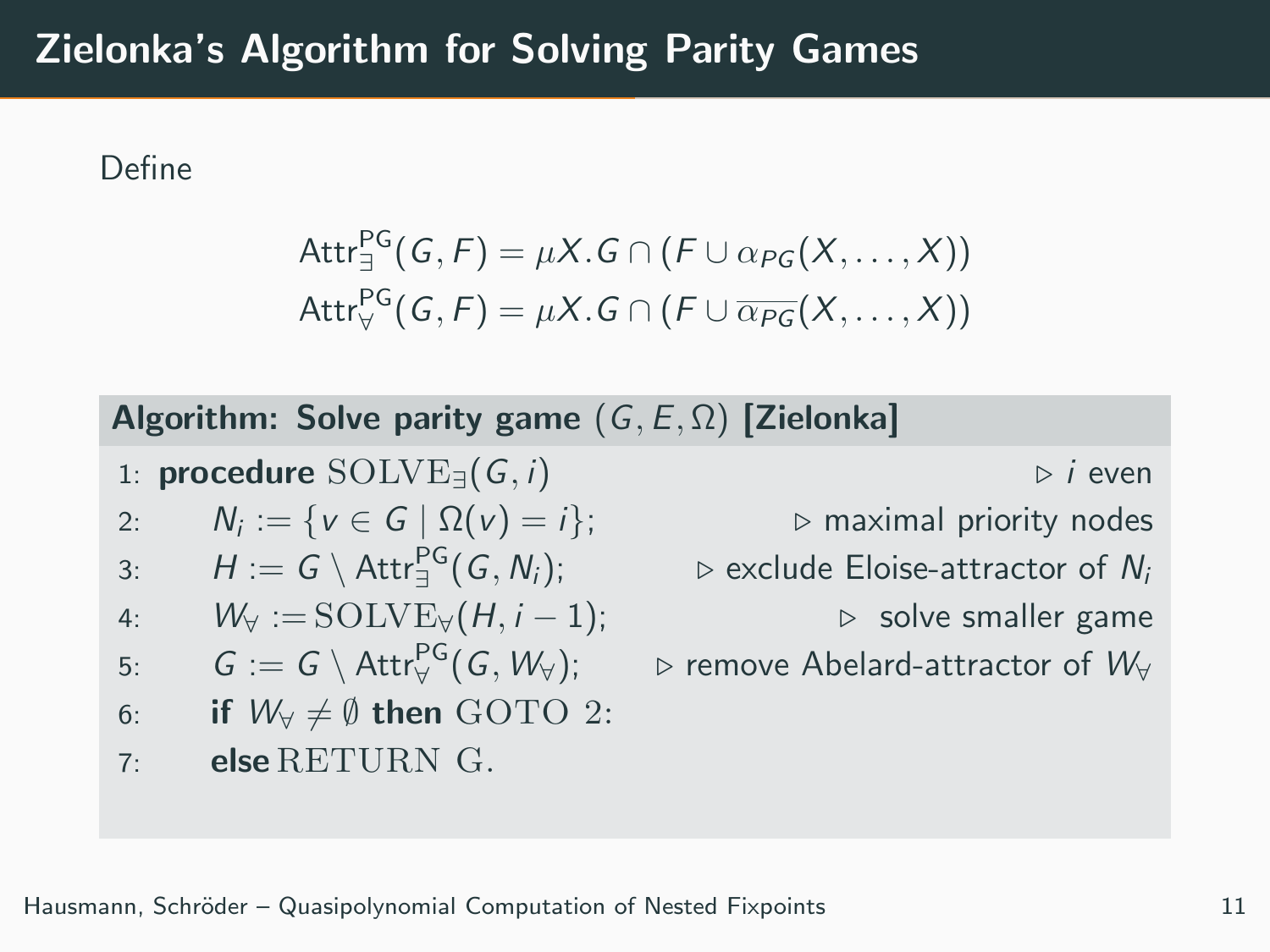# Zielonka's Algorithm for Solving Parity Games

Define

$$\mathsf{Attr}^{\mathsf{PG}}_{\exists}(G,F) = \mu X. G \cap (F \cup \alpha_{PG}(X,\dots,X))$$
$$\mathsf{Attr}^{\mathsf{PG}}_{\forall}(G,F) = \mu X. G \cap (F \cup \overline{\alpha_{PG}}(X,\dots,X))$$

**Algorithm: Solve parity game $(G, E, \Omega)$ [Zielonka]**

```
1: procedure SOLVE_∃(G, i)                                  ▷ i even
2:     N_i := {v ∈ G | Ω(v) = i};                           ▷ maximal priority nodes
3:     H := G \ Attr_∃^PG(G, N_i);                          ▷ exclude Eloise-attractor of N_i
4:     W_∀ := SOLVE_∀(H, i − 1);                            ▷ solve smaller game
5:     G := G \ Attr_∀^PG(G, W_∀);                          ▷ remove Abelard-attractor of W_∀
6:     if W_∀ ≠ ∅ then GOTO 2:
7:     else RETURN G.
```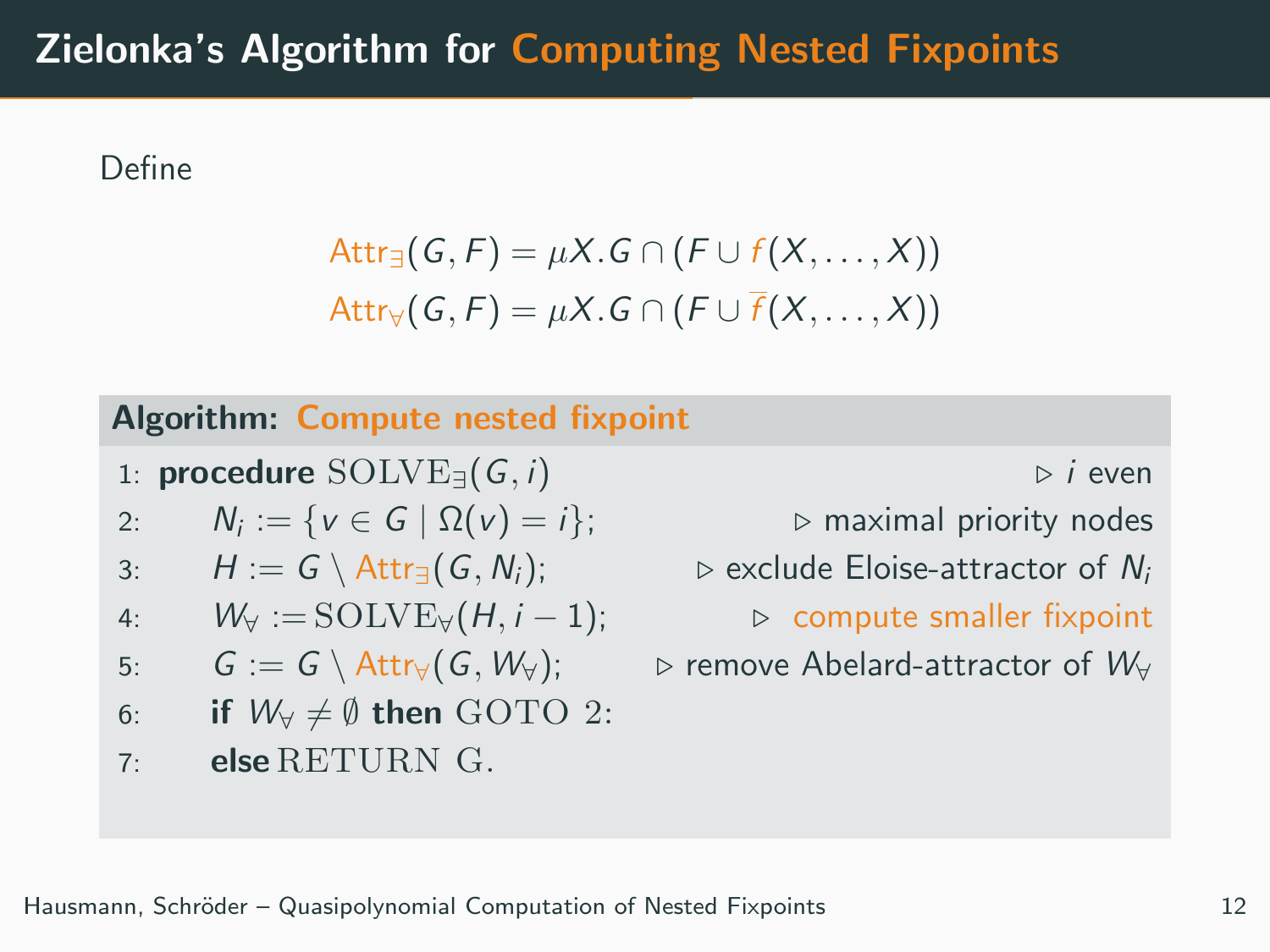# Zielonka's Algorithm for Computing Nested Fixpoints

Define

$$\mathsf{Attr}_{\exists}(G, F) = \mu X. G \cap (F \cup f(X, \ldots, X))$$
$$\mathsf{Attr}_{\forall}(G, F) = \mu X. G \cap (F \cup \overline{f}(X, \ldots, X))$$

**Algorithm: Compute nested fixpoint**

1: **procedure** $\mathrm{SOLVE}_{\exists}(G, i)$ ▷ $i$ even

2: $N_i := \{v \in G \mid \Omega(v) = i\}$; ▷ maximal priority nodes

3: $H := G \setminus \mathsf{Attr}_{\exists}(G, N_i)$; ▷ exclude Eloise-attractor of $N_i$

4: $W_{\forall} := \mathrm{SOLVE}_{\forall}(H, i-1)$; ▷ compute smaller fixpoint

5: $G := G \setminus \mathsf{Attr}_{\forall}(G, W_{\forall})$; ▷ remove Abelard-attractor of $W_{\forall}$

6: **if** $W_{\forall} \neq \emptyset$ **then** $\mathrm{GOTO}\ 2$:

7: **else** $\mathrm{RETURN\ G.}$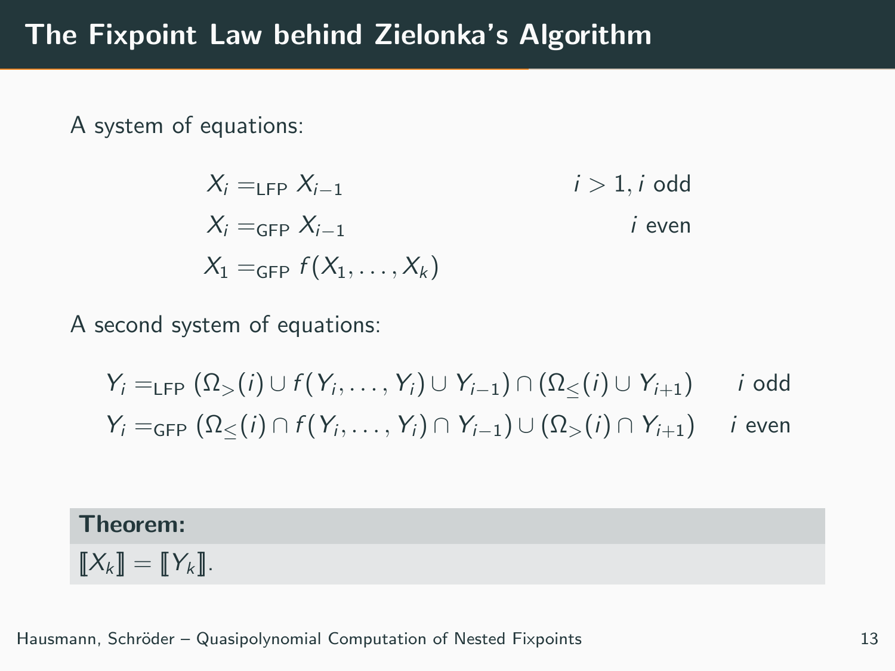# The Fixpoint Law behind Zielonka's Algorithm

A system of equations:

$$
\begin{aligned}
X_i &=_{\mathsf{LFP}} X_{i-1} && i > 1, i \text{ odd} \\
X_i &=_{\mathsf{GFP}} X_{i-1} && i \text{ even} \\
X_1 &=_{\mathsf{GFP}} f(X_1, \ldots, X_k)
\end{aligned}
$$

A second system of equations:

$$
\begin{aligned}
Y_i &=_{\mathsf{LFP}} (\Omega_{>}(i) \cup f(Y_i, \ldots, Y_i) \cup Y_{i-1}) \cap (\Omega_{\leq}(i) \cup Y_{i+1}) && i \text{ odd} \\
Y_i &=_{\mathsf{GFP}} (\Omega_{\leq}(i) \cap f(Y_i, \ldots, Y_i) \cap Y_{i-1}) \cup (\Omega_{>}(i) \cap Y_{i+1}) && i \text{ even}
\end{aligned}
$$

**Theorem:**

$[\![X_k]\!] = [\![Y_k]\!]$.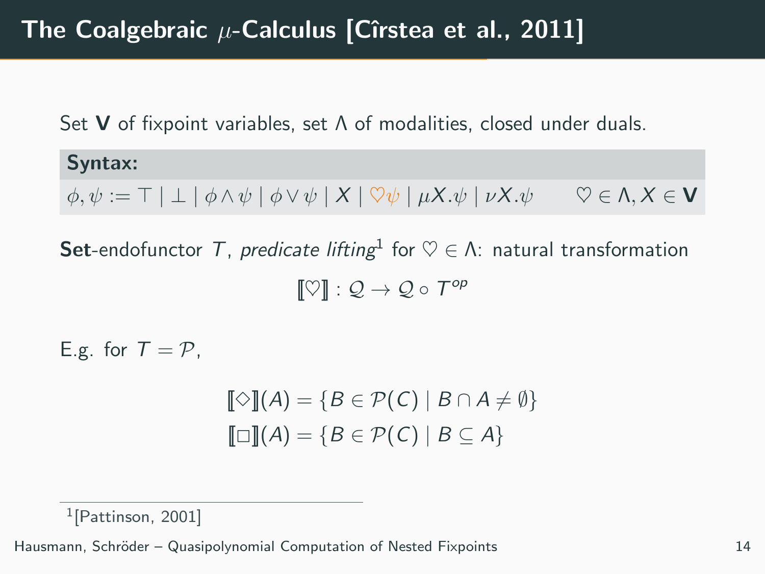# The Coalgebraic $\mu$-Calculus [Cîrstea et al., 2011]

Set $\mathbf{V}$ of fixpoint variables, set $\Lambda$ of modalities, closed under duals.

**Syntax:**

$$\phi, \psi := \top \mid \bot \mid \phi \wedge \psi \mid \phi \vee \psi \mid X \mid \heartsuit\psi \mid \mu X.\psi \mid \nu X.\psi \qquad \heartsuit \in \Lambda, X \in \mathbf{V}$$

**Set**-endofunctor $T$, *predicate lifting*[1] for $\heartsuit \in \Lambda$: natural transformation

$$[\![\heartsuit]\!] : \mathcal{Q} \to \mathcal{Q} \circ T^{op}$$

E.g. for $T = \mathcal{P}$,

$$[\![\Diamond]\!](A) = \{B \in \mathcal{P}(C) \mid B \cap A \neq \emptyset\}$$
$$[\![\Box]\!](A) = \{B \in \mathcal{P}(C) \mid B \subseteq A\}$$

[1] [Pattinson, 2001]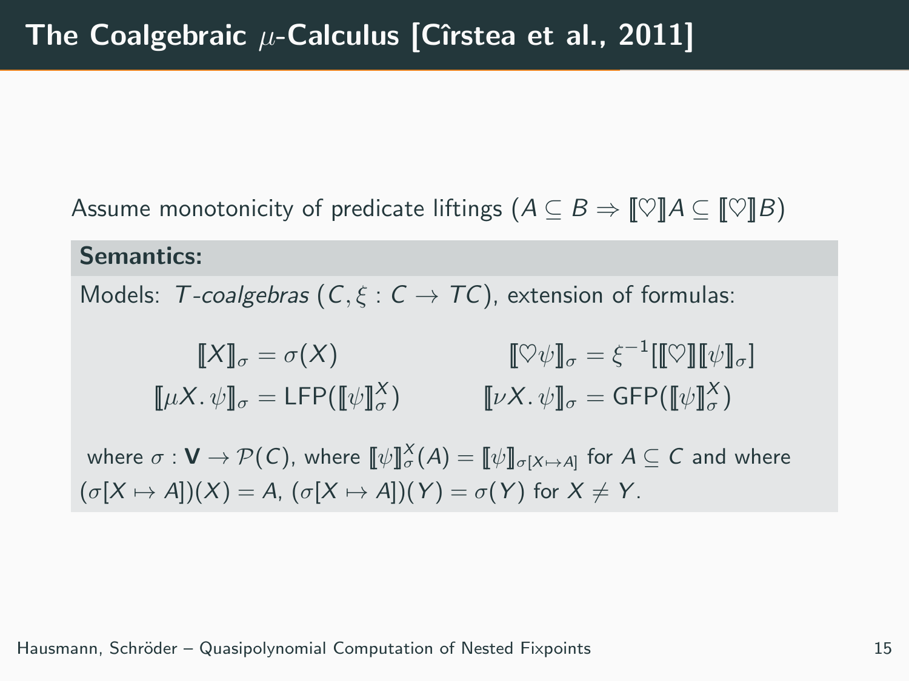# The Coalgebraic $\mu$-Calculus [Cîrstea et al., 2011]

Assume monotonicity of predicate liftings ($A \subseteq B \Rightarrow [\![\heartsuit]\!]A \subseteq [\![\heartsuit]\!]B$)

**Semantics:**

Models: *$T$-coalgebras* $(C, \xi : C \to TC)$, extension of formulas:

$$[\![X]\!]_\sigma = \sigma(X) \qquad [\![\heartsuit\psi]\!]_\sigma = \xi^{-1}[[\![\heartsuit]\!][\![\psi]\!]_\sigma]$$

$$[\![\mu X.\,\psi]\!]_\sigma = \mathsf{LFP}([\![\psi]\!]_\sigma^X) \qquad [\![\nu X.\,\psi]\!]_\sigma = \mathsf{GFP}([\![\psi]\!]_\sigma^X)$$

where $\sigma : \mathbf{V} \to \mathcal{P}(C)$, where $[\![\psi]\!]_\sigma^X(A) = [\![\psi]\!]_{\sigma[X \mapsto A]}$ for $A \subseteq C$ and where $(\sigma[X \mapsto A])(X) = A$, $(\sigma[X \mapsto A])(Y) = \sigma(Y)$ for $X \neq Y$.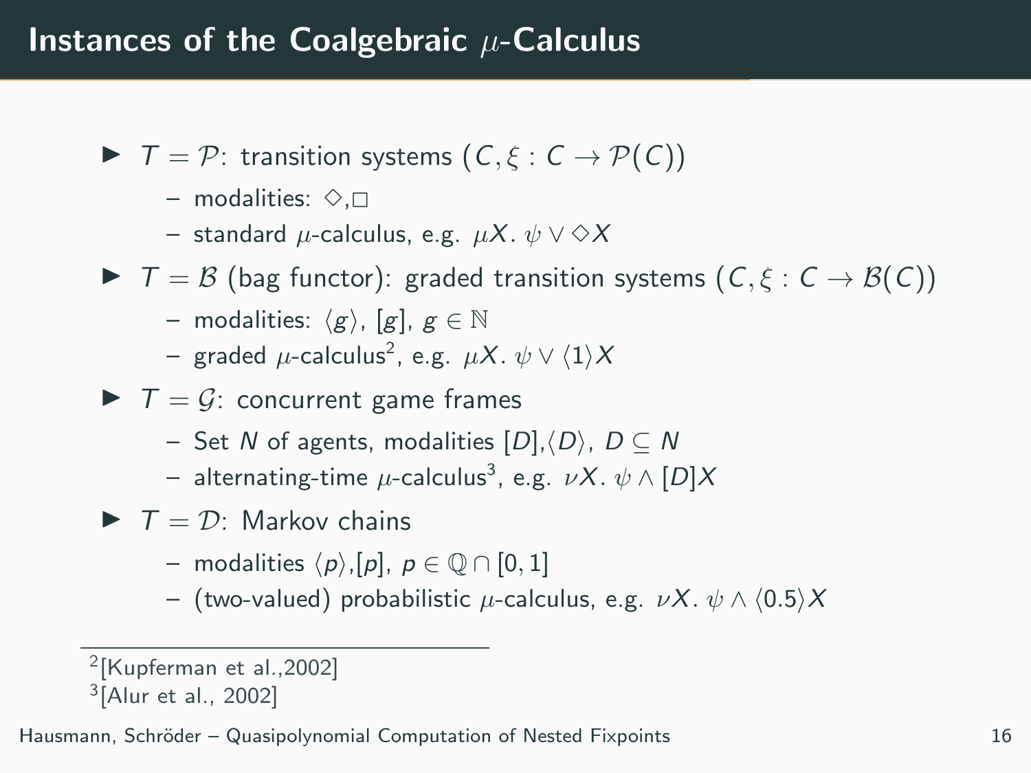# Instances of the Coalgebraic $\mu$-Calculus

- $T = \mathcal{P}$: transition systems $(C, \xi : C \to \mathcal{P}(C))$
  - modalities: $\Diamond$,$\Box$
  - standard $\mu$-calculus, e.g. $\mu X.\, \psi \vee \Diamond X$
- $T = \mathcal{B}$ (bag functor): graded transition systems $(C, \xi : C \to \mathcal{B}(C))$
  - modalities: $\langle g \rangle$, $[g]$, $g \in \mathbb{N}$
  - graded $\mu$-calculus[2], e.g. $\mu X.\, \psi \vee \langle 1 \rangle X$
- $T = \mathcal{G}$: concurrent game frames
  - Set $N$ of agents, modalities $[D]$,$\langle D \rangle$, $D \subseteq N$
  - alternating-time $\mu$-calculus[3], e.g. $\nu X.\, \psi \wedge [D]X$
- $T = \mathcal{D}$: Markov chains
  - modalities $\langle p \rangle$,$[p]$, $p \in \mathbb{Q} \cap [0, 1]$
  - (two-valued) probabilistic $\mu$-calculus, e.g. $\nu X.\, \psi \wedge \langle 0.5 \rangle X$

---

[2] [Kupferman et al.,2002]
[3] [Alur et al., 2002]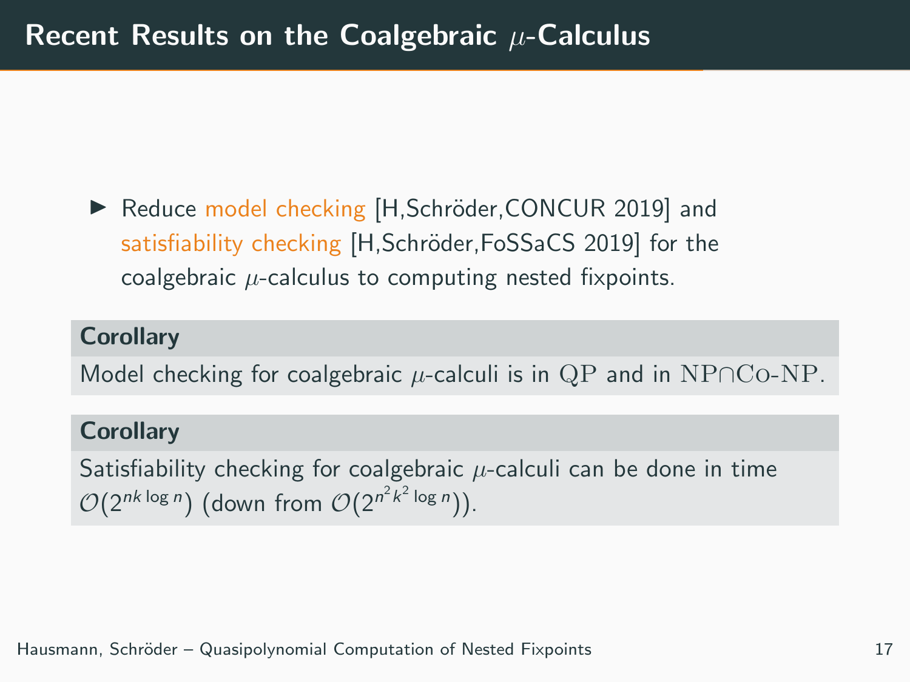# Recent Results on the Coalgebraic $\mu$-Calculus

- Reduce model checking [H,Schröder,CONCUR 2019] and satisfiability checking [H,Schröder,FoSSaCS 2019] for the coalgebraic $\mu$-calculus to computing nested fixpoints.

**Corollary**

Model checking for coalgebraic $\mu$-calculi is in $\mathrm{QP}$ and in $\mathrm{NP}\cap\mathrm{Co\text{-}NP}$.

**Corollary**

Satisfiability checking for coalgebraic $\mu$-calculi can be done in time $\mathcal{O}(2^{nk\log n})$ (down from $\mathcal{O}(2^{n^2k^2\log n})$).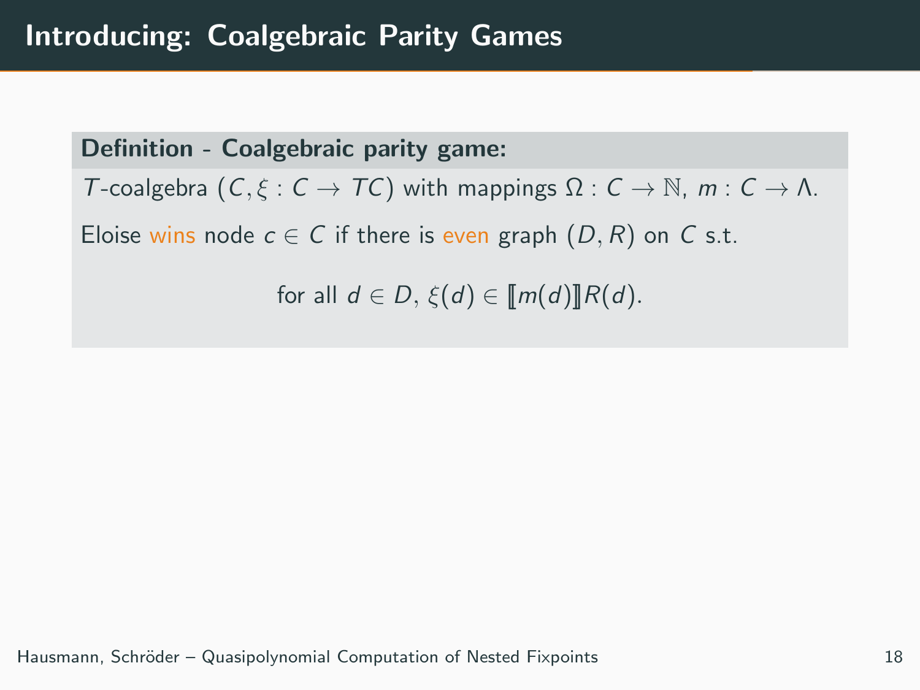# Introducing: Coalgebraic Parity Games

**Definition - Coalgebraic parity game:**

$T$-coalgebra $(C, \xi : C \to TC)$ with mappings $\Omega : C \to \mathbb{N}$, $m : C \to \Lambda$.

Eloise wins node $c \in C$ if there is even graph $(D, R)$ on $C$ s.t.

$$\text{for all } d \in D,\ \xi(d) \in [\![m(d)]\!] R(d).$$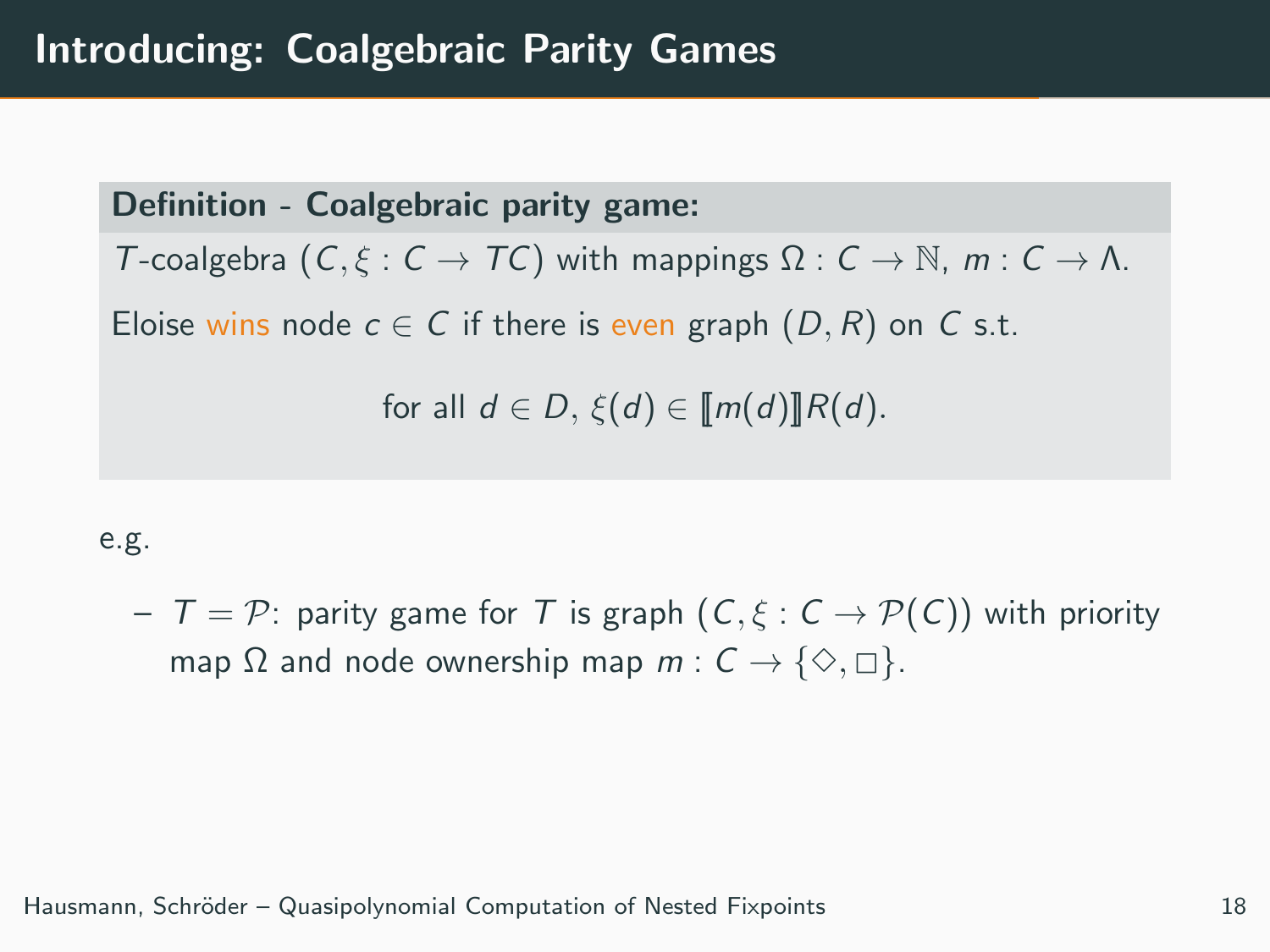# Introducing: Coalgebraic Parity Games

**Definition - Coalgebraic parity game:**

$T$-coalgebra $(C, \xi : C \to TC)$ with mappings $\Omega : C \to \mathbb{N}$, $m : C \to \Lambda$.

Eloise wins node $c \in C$ if there is even graph $(D, R)$ on $C$ s.t.

$$\text{for all } d \in D,\ \xi(d) \in [\![m(d)]\!]R(d).$$

e.g.

- $T = \mathcal{P}$: parity game for $T$ is graph $(C, \xi : C \to \mathcal{P}(C))$ with priority map $\Omega$ and node ownership map $m : C \to \{\Diamond, \Box\}$.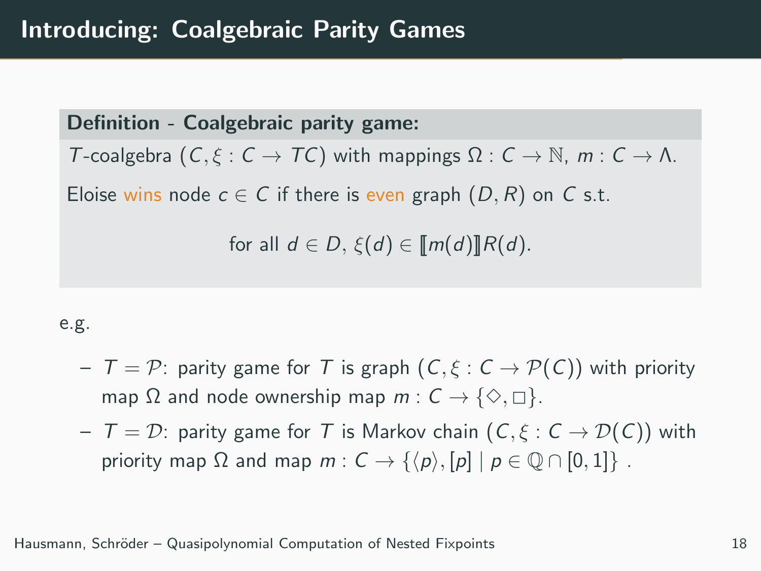# Introducing: Coalgebraic Parity Games

**Definition - Coalgebraic parity game:**

$T$-coalgebra $(C, \xi : C \to TC)$ with mappings $\Omega : C \to \mathbb{N}$, $m : C \to \Lambda$.

Eloise wins node $c \in C$ if there is even graph $(D, R)$ on $C$ s.t.

$$\text{for all } d \in D,\ \xi(d) \in [\![m(d)]\!] R(d).$$

e.g.

- $T = \mathcal{P}$: parity game for $T$ is graph $(C, \xi : C \to \mathcal{P}(C))$ with priority map $\Omega$ and node ownership map $m : C \to \{\Diamond, \Box\}$.
- $T = \mathcal{D}$: parity game for $T$ is Markov chain $(C, \xi : C \to \mathcal{D}(C))$ with priority map $\Omega$ and map $m : C \to \{\langle p \rangle, [p] \mid p \in \mathbb{Q} \cap [0, 1]\}$ .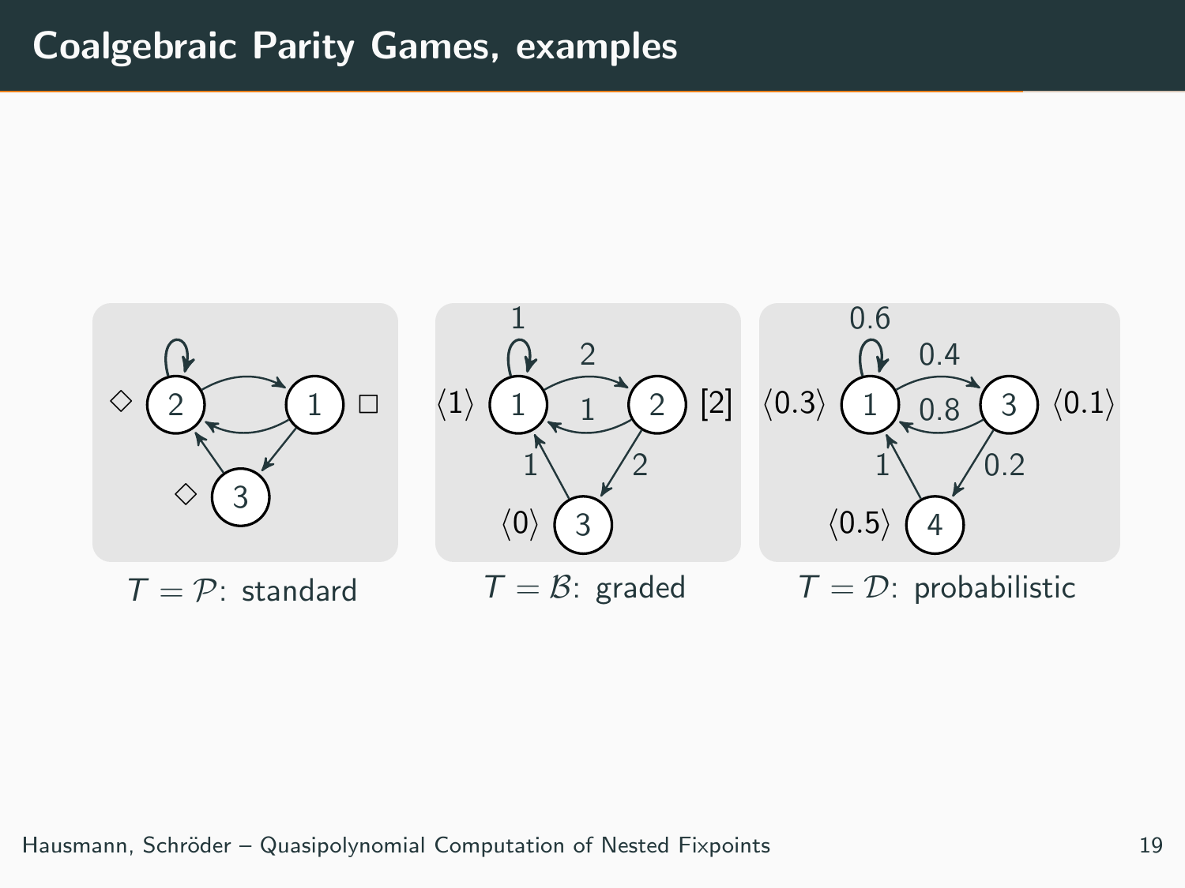# Coalgebraic Parity Games, examples

$T = \mathcal{P}$: standard

$T = \mathcal{B}$: graded

$T = \mathcal{D}$: probabilistic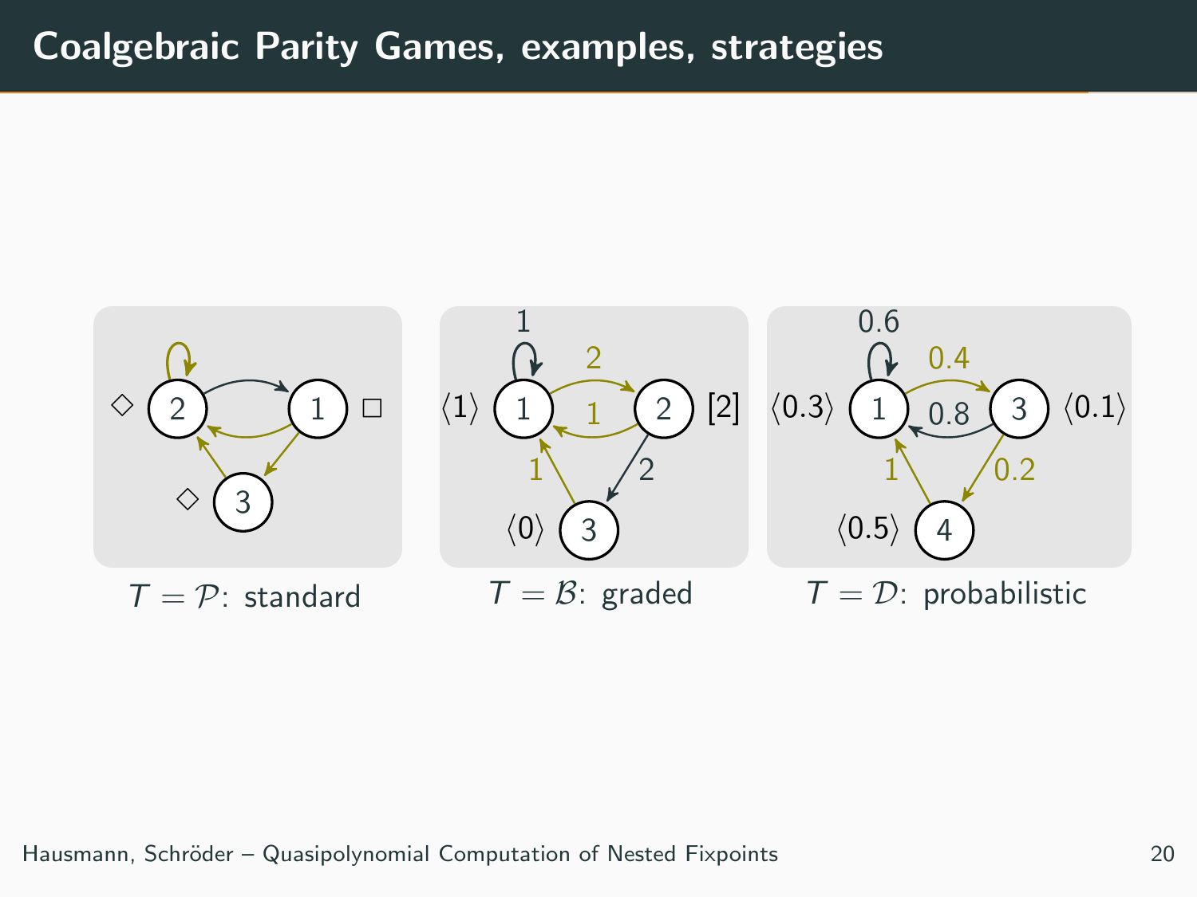# Coalgebraic Parity Games, examples, strategies

$T = \mathcal{P}$: standard

$T = \mathcal{B}$: graded

$T = \mathcal{D}$: probabilistic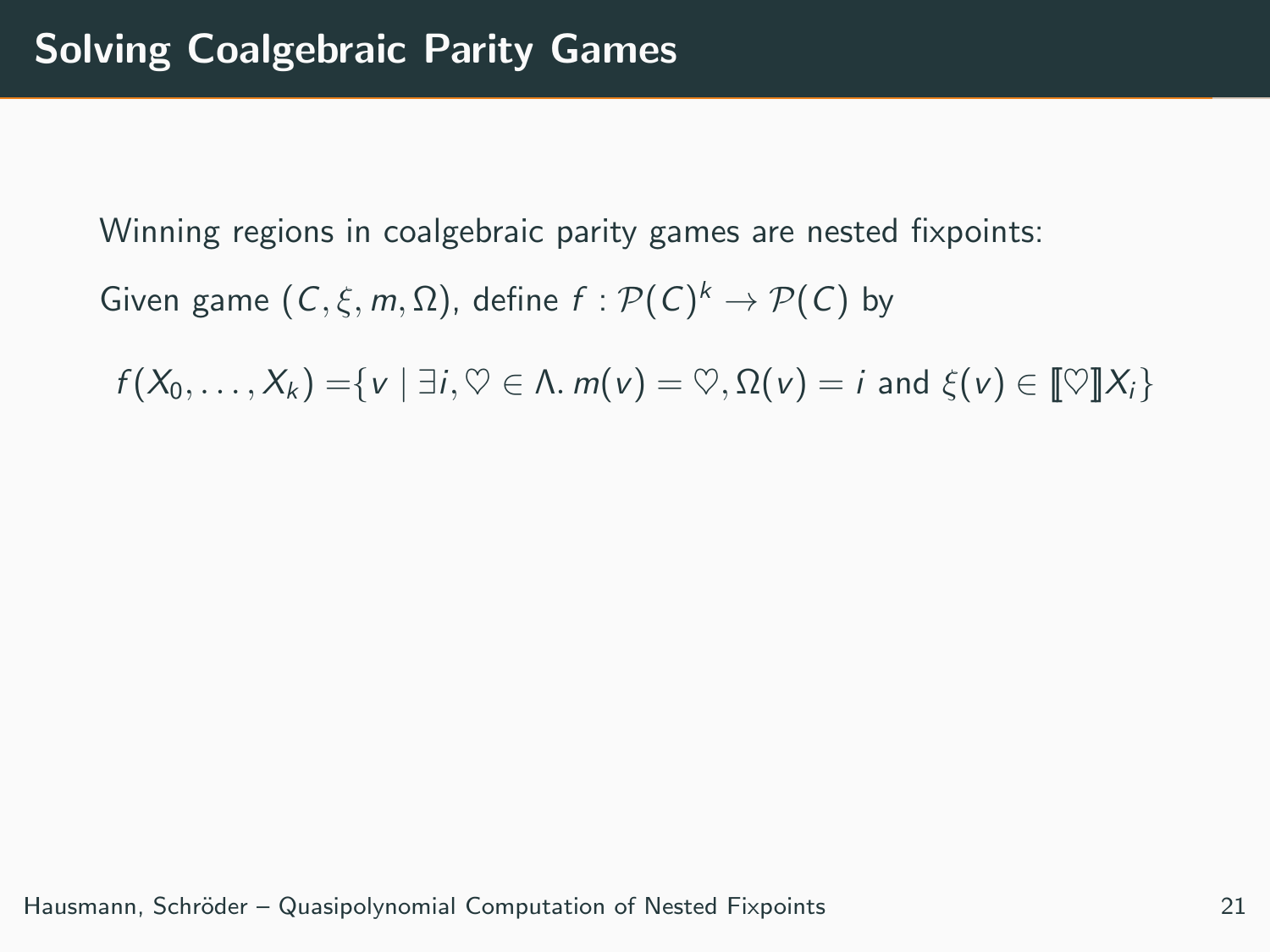# Solving Coalgebraic Parity Games

Winning regions in coalgebraic parity games are nested fixpoints:

Given game $(C, \xi, m, \Omega)$, define $f : \mathcal{P}(C)^k \to \mathcal{P}(C)$ by

$$f(X_0, \ldots, X_k) = \{v \mid \exists i, \heartsuit \in \Lambda.\, m(v) = \heartsuit, \Omega(v) = i \text{ and } \xi(v) \in [\![\heartsuit]\!] X_i\}$$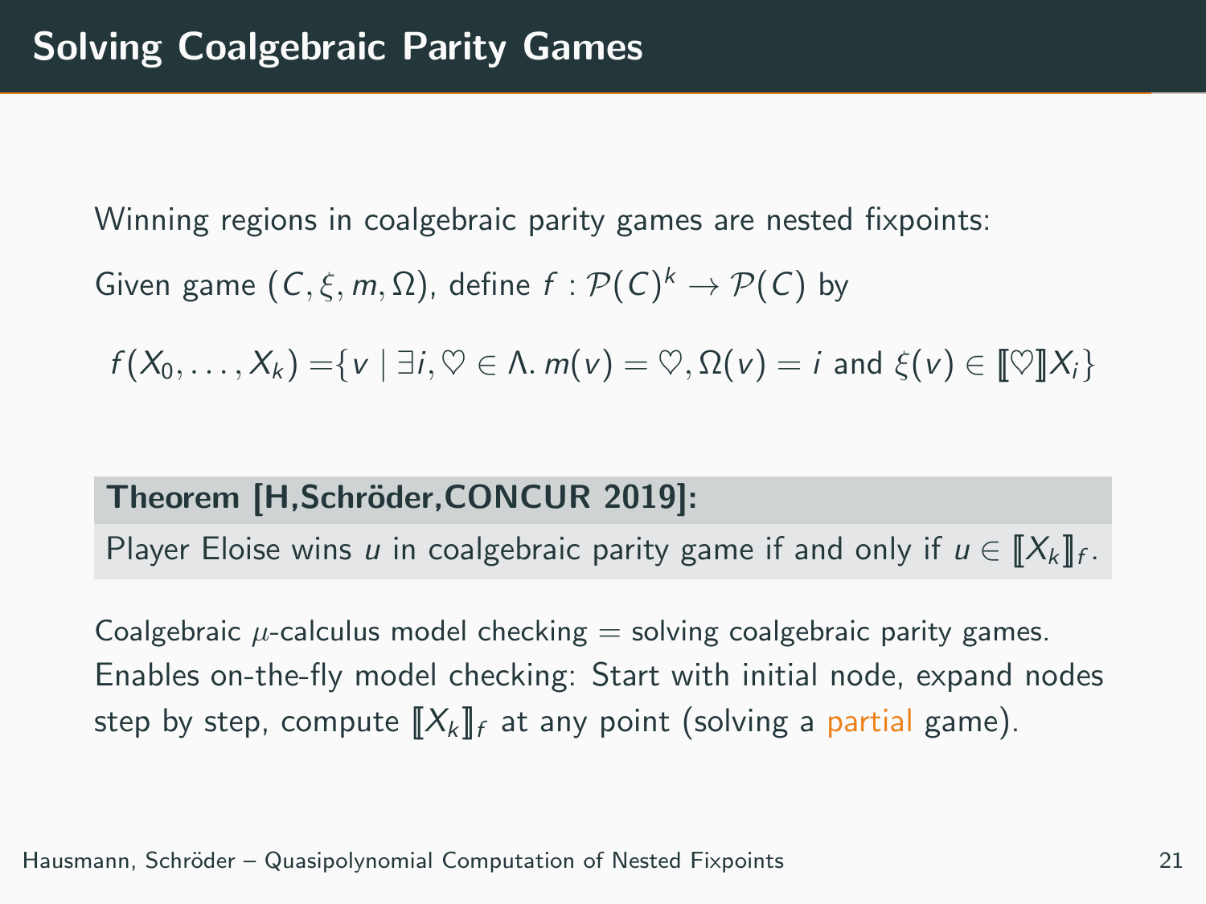# Solving Coalgebraic Parity Games

Winning regions in coalgebraic parity games are nested fixpoints:

Given game $(C, \xi, m, \Omega)$, define $f : \mathcal{P}(C)^k \to \mathcal{P}(C)$ by

$$f(X_0, \dots, X_k) = \{v \mid \exists i, \heartsuit \in \Lambda.\, m(v) = \heartsuit, \Omega(v) = i \text{ and } \xi(v) \in [\![\heartsuit]\!] X_i\}$$

**Theorem [H,Schröder,CONCUR 2019]:**

Player Eloise wins $u$ in coalgebraic parity game if and only if $u \in [\![X_k]\!]_f$.

Coalgebraic $\mu$-calculus model checking = solving coalgebraic parity games.
Enables on-the-fly model checking: Start with initial node, expand nodes step by step, compute $[\![X_k]\!]_f$ at any point (solving a partial game).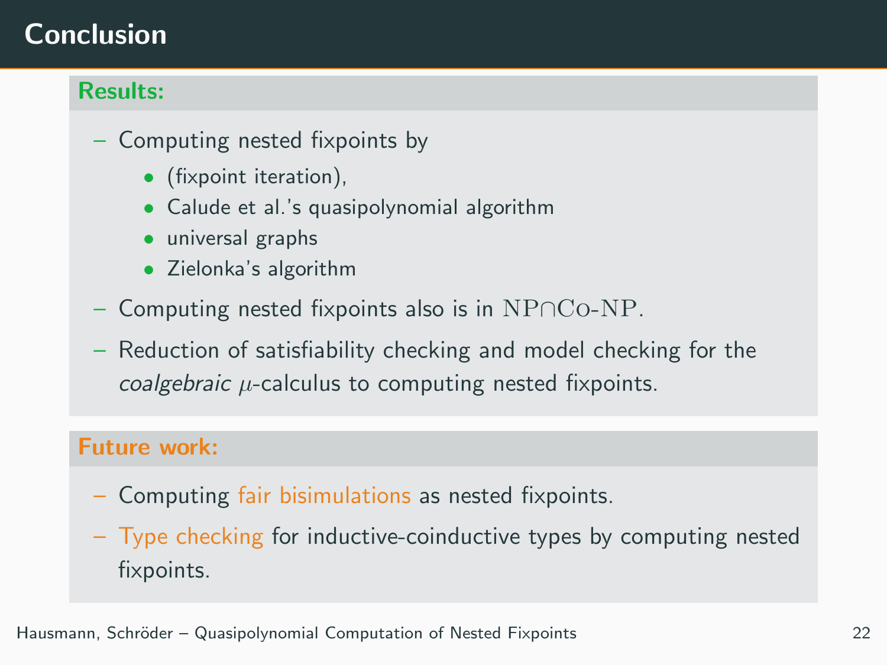# Conclusion

**Results:**

- Computing nested fixpoints by
  - (fixpoint iteration),
  - Calude et al.'s quasipolynomial algorithm
  - universal graphs
  - Zielonka's algorithm
- Computing nested fixpoints also is in $\mathrm{NP} \cap \mathrm{Co\text{-}NP}$.
- Reduction of satisfiability checking and model checking for the *coalgebraic* $\mu$-calculus to computing nested fixpoints.

**Future work:**

- Computing fair bisimulations as nested fixpoints.
- Type checking for inductive-coinductive types by computing nested fixpoints.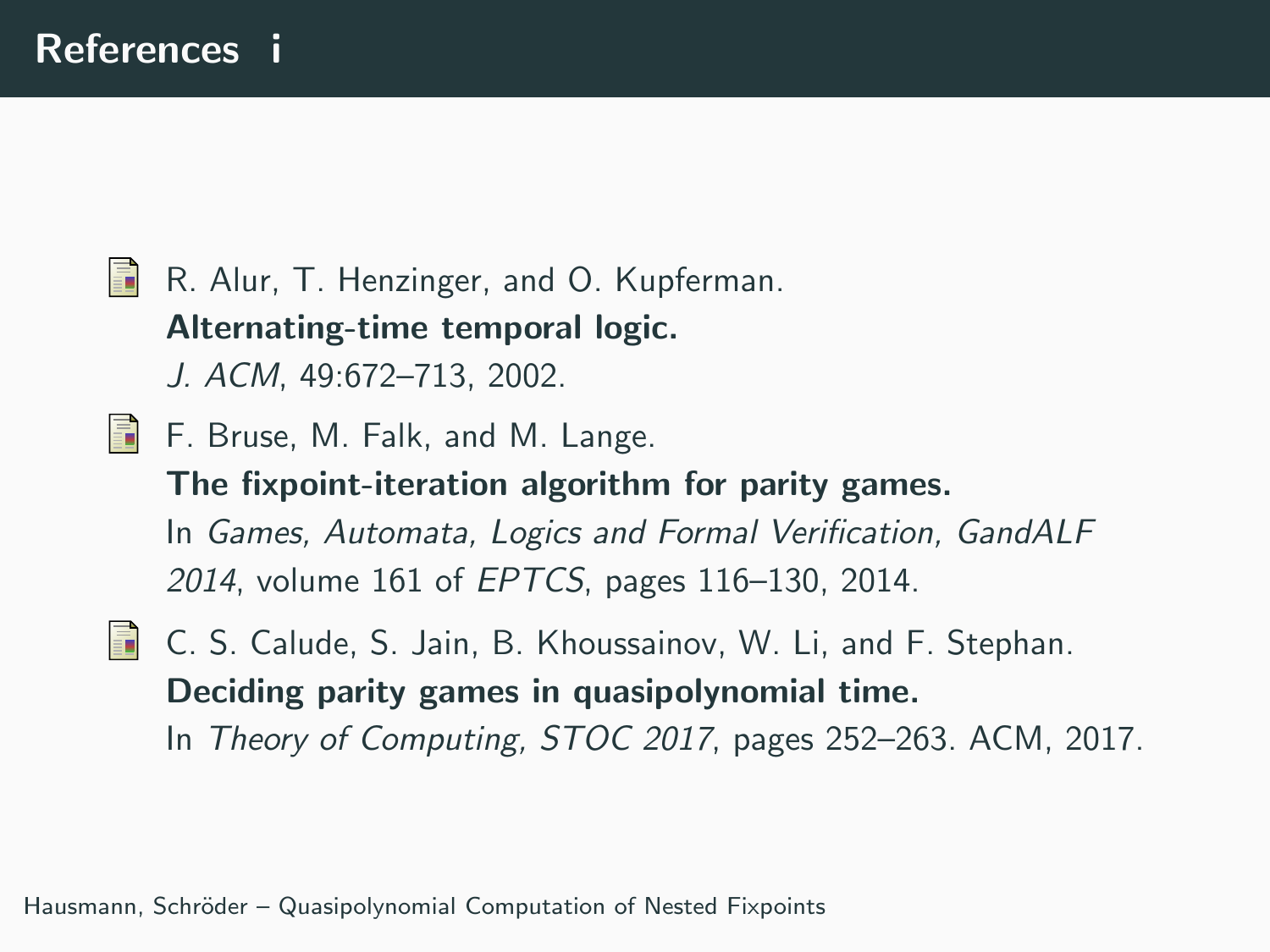# References i

- R. Alur, T. Henzinger, and O. Kupferman.
  **Alternating-time temporal logic.**
  *J. ACM*, 49:672–713, 2002.

- F. Bruse, M. Falk, and M. Lange.
  **The fixpoint-iteration algorithm for parity games.**
  In *Games, Automata, Logics and Formal Verification, GandALF 2014*, volume 161 of *EPTCS*, pages 116–130, 2014.

- C. S. Calude, S. Jain, B. Khoussainov, W. Li, and F. Stephan.
  **Deciding parity games in quasipolynomial time.**
  In *Theory of Computing, STOC 2017*, pages 252–263. ACM, 2017.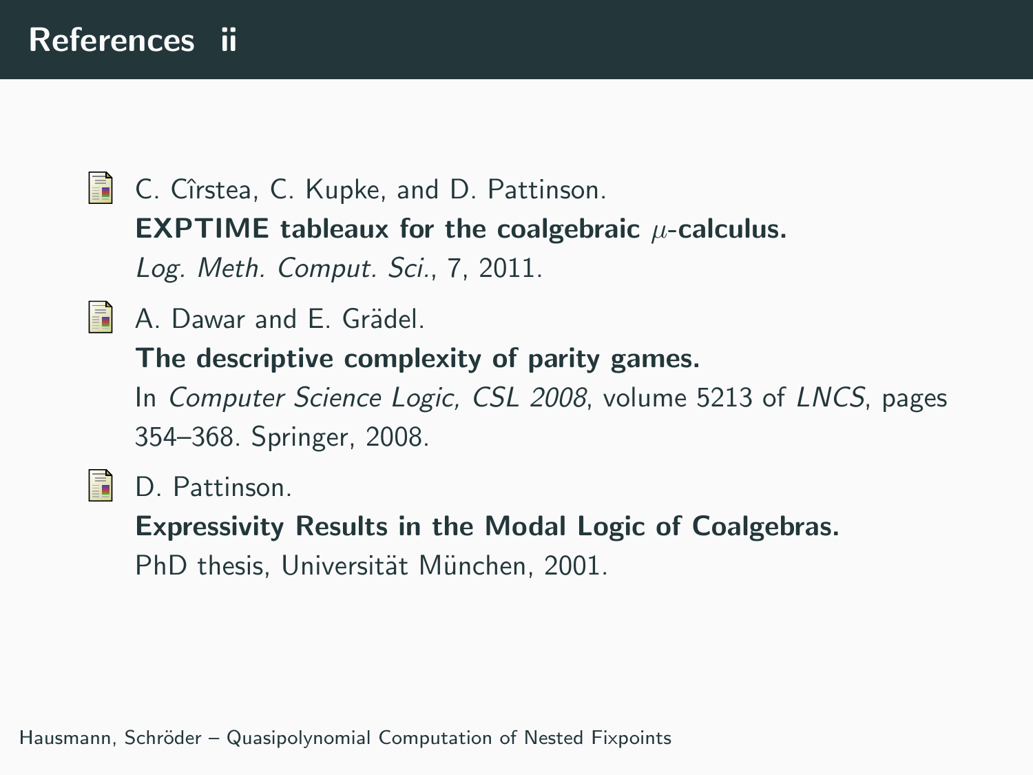# References ii

- C. Cîrstea, C. Kupke, and D. Pattinson.
  **EXPTIME tableaux for the coalgebraic $\mu$-calculus.**
  *Log. Meth. Comput. Sci.*, 7, 2011.

- A. Dawar and E. Grädel.
  **The descriptive complexity of parity games.**
  In *Computer Science Logic, CSL 2008*, volume 5213 of *LNCS*, pages 354–368. Springer, 2008.

- D. Pattinson.
  **Expressivity Results in the Modal Logic of Coalgebras.**
  PhD thesis, Universität München, 2001.